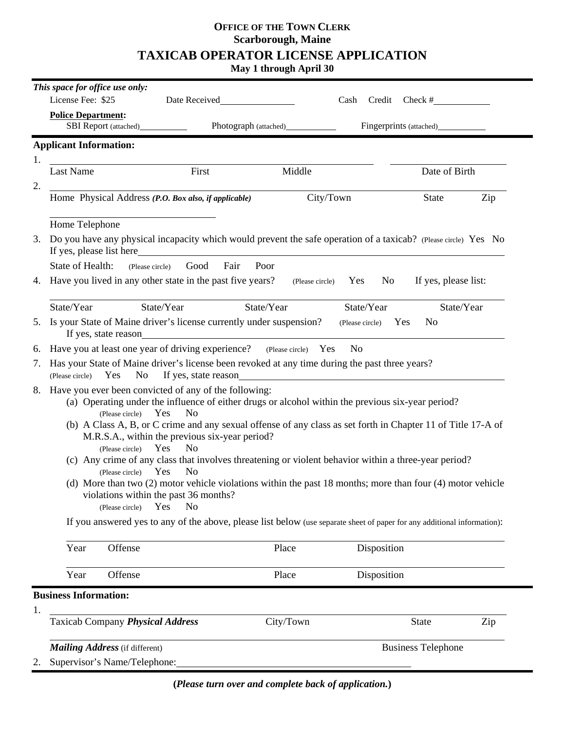**OFFICE OF THE TOWN CLERK**
**Scarborough, Maine**

# TAXICAB OPERATOR LICENSE APPLICATION

**May 1 through April 30**

*This space for office use only:*

License Fee: $25 Date Received\_\_\_\_\_\_\_\_\_\_\_\_\_\_\_\_ Cash Credit Check #\_\_\_\_\_\_\_\_\_\_\_\_

**Police Department:**
SBI Report (attached)\_\_\_\_\_\_\_\_\_\_ Photograph (attached)\_\_\_\_\_\_\_\_\_\_ Fingerprints (attached)\_\_\_\_\_\_\_\_\_\_

**Applicant Information:**

1. \_\_\_\_\_\_\_\_\_\_\_\_\_\_\_\_\_\_\_\_\_\_\_\_\_\_\_\_\_\_\_\_\_\_\_\_\_\_\_\_\_\_\_\_\_\_\_\_ \_\_\_\_\_\_\_\_\_\_\_\_\_\_\_\_
   Last Name First Middle Date of Birth

2. \_\_\_\_\_\_\_\_\_\_\_\_\_\_\_\_\_\_\_\_\_\_\_\_\_\_\_\_\_\_\_\_\_\_\_\_\_\_\_\_\_\_\_\_\_\_\_\_\_\_\_\_\_\_\_\_\_\_\_\_\_\_\_\_
   Home Physical Address ***(P.O. Box also, if applicable)*** City/Town State Zip

   \_\_\_\_\_\_\_\_\_\_\_\_\_\_\_\_\_\_\_\_\_\_\_\_
   Home Telephone

3. Do you have any physical incapacity which would prevent the safe operation of a taxicab? (Please circle) Yes No
   If yes, please list here\_\_\_\_\_\_\_\_\_\_\_\_\_\_\_\_\_\_\_\_\_\_\_\_\_\_\_\_\_\_\_\_\_\_\_\_\_\_\_\_\_\_\_\_\_\_\_\_
   State of Health: (Please circle) Good Fair Poor

4. Have you lived in any other state in the past five years? (Please circle) Yes No If yes, please list:

   \_\_\_\_\_\_\_\_\_\_\_\_\_\_\_\_\_\_\_\_\_\_\_\_\_\_\_\_\_\_\_\_\_\_\_\_\_\_\_\_\_\_\_\_\_\_\_\_\_\_\_\_\_\_\_\_\_\_\_\_\_\_\_\_
   State/Year State/Year State/Year State/Year State/Year

5. Is your State of Maine driver's license currently under suspension? (Please circle) Yes No
   If yes, state reason\_\_\_\_\_\_\_\_\_\_\_\_\_\_\_\_\_\_\_\_\_\_\_\_\_\_\_\_\_\_\_\_\_\_\_\_\_\_\_\_\_\_\_\_\_\_\_\_

6. Have you at least one year of driving experience? (Please circle) Yes No

7. Has your State of Maine driver's license been revoked at any time during the past three years?
   (Please circle) Yes No If yes, state reason\_\_\_\_\_\_\_\_\_\_\_\_\_\_\_\_\_\_\_\_\_\_\_\_\_\_\_\_\_\_\_\_\_\_\_\_\_\_\_\_

8. Have you ever been convicted of any of the following:
   (a) Operating under the influence of either drugs or alcohol within the previous six-year period?
   (Please circle) Yes No
   (b) A Class A, B, or C crime and any sexual offense of any class as set forth in Chapter 11 of Title 17-A of M.R.S.A., within the previous six-year period?
   (Please circle) Yes No
   (c) Any crime of any class that involves threatening or violent behavior within a three-year period?
   (Please circle) Yes No
   (d) More than two (2) motor vehicle violations within the past 18 months; more than four (4) motor vehicle violations within the past 36 months?
   (Please circle) Yes No

   If you answered yes to any of the above, please list below (use separate sheet of paper for any additional information):

   \_\_\_\_\_\_\_\_\_\_\_\_\_\_\_\_\_\_\_\_\_\_\_\_\_\_\_\_\_\_\_\_\_\_\_\_\_\_\_\_\_\_\_\_\_\_\_\_\_\_\_\_\_\_\_\_\_\_\_\_\_\_\_\_
   Year Offense Place Disposition

   \_\_\_\_\_\_\_\_\_\_\_\_\_\_\_\_\_\_\_\_\_\_\_\_\_\_\_\_\_\_\_\_\_\_\_\_\_\_\_\_\_\_\_\_\_\_\_\_\_\_\_\_\_\_\_\_\_\_\_\_\_\_\_\_
   Year Offense Place Disposition

**Business Information:**

1. \_\_\_\_\_\_\_\_\_\_\_\_\_\_\_\_\_\_\_\_\_\_\_\_\_\_\_\_\_\_\_\_\_\_\_\_\_\_\_\_\_\_\_\_\_\_\_\_\_\_\_\_\_\_\_\_\_\_\_\_\_\_\_\_
   Taxicab Company ***Physical Address*** City/Town State Zip

   \_\_\_\_\_\_\_\_\_\_\_\_\_\_\_\_\_\_\_\_\_\_\_\_\_\_\_\_\_\_\_\_\_\_\_\_\_\_\_\_\_\_\_\_\_\_\_\_\_\_\_\_\_\_\_\_\_\_\_\_\_\_\_\_
   ***Mailing Address*** (if different) Business Telephone

2. Supervisor's Name/Telephone:\_\_\_\_\_\_\_\_\_\_\_\_\_\_\_\_\_\_\_\_\_\_\_\_\_\_\_\_\_\_\_\_\_\_\_\_\_\_\_\_

**(*Please turn over and complete back of application.*)**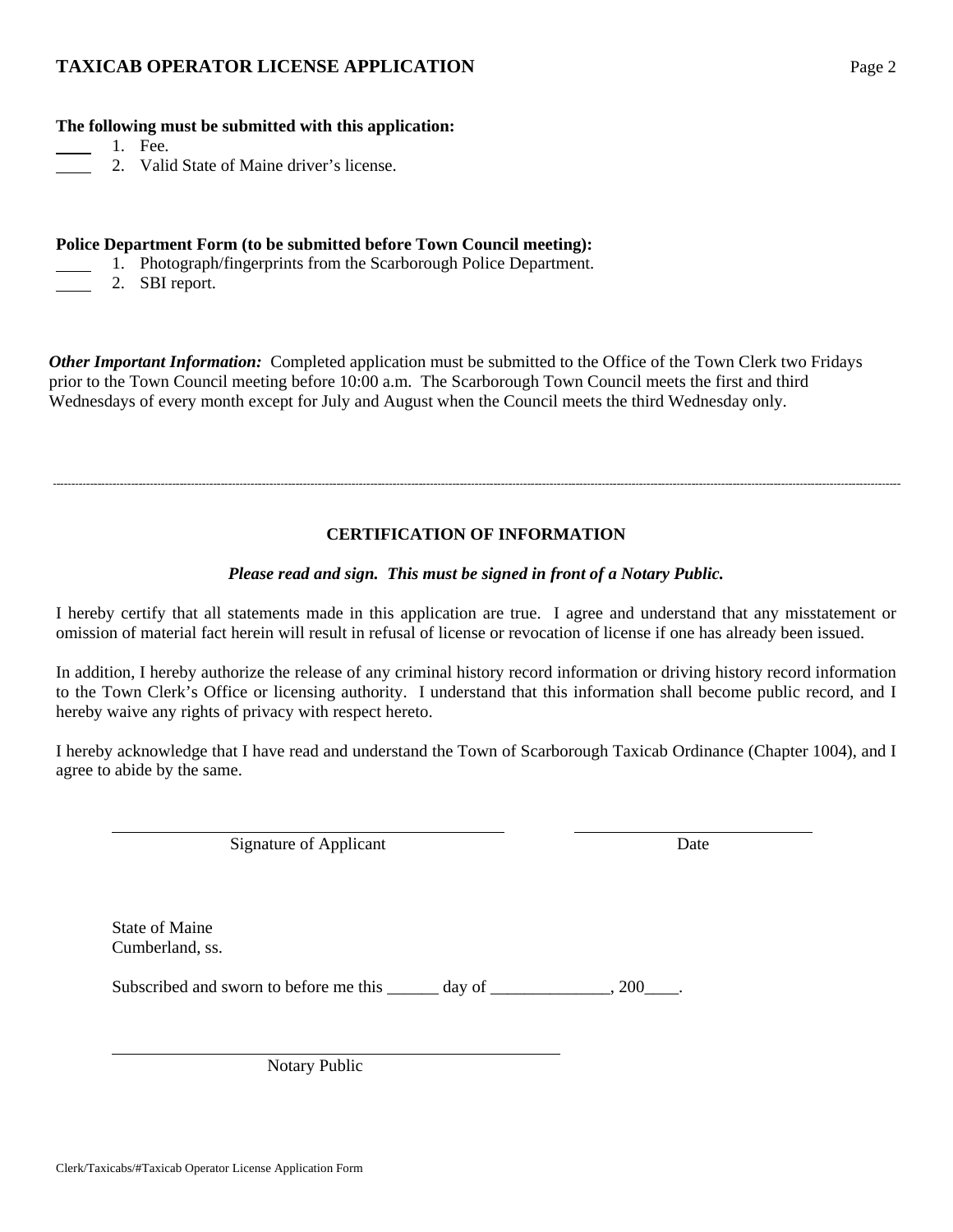**The following must be submitted with this application:**

\_\_\_\_ 1. Fee.
\_\_\_\_ 2. Valid State of Maine driver's license.

**Police Department Form (to be submitted before Town Council meeting):**

\_\_\_\_ 1. Photograph/fingerprints from the Scarborough Police Department.
\_\_\_\_ 2. SBI report.

***Other Important Information:*** Completed application must be submitted to the Office of the Town Clerk two Fridays prior to the Town Council meeting before 10:00 a.m. The Scarborough Town Council meets the first and third Wednesdays of every month except for July and August when the Council meets the third Wednesday only.

---

**CERTIFICATION OF INFORMATION**

***Please read and sign. This must be signed in front of a Notary Public.***

I hereby certify that all statements made in this application are true. I agree and understand that any misstatement or omission of material fact herein will result in refusal of license or revocation of license if one has already been issued.

In addition, I hereby authorize the release of any criminal history record information or driving history record information to the Town Clerk's Office or licensing authority. I understand that this information shall become public record, and I hereby waive any rights of privacy with respect hereto.

I hereby acknowledge that I have read and understand the Town of Scarborough Taxicab Ordinance (Chapter 1004), and I agree to abide by the same.

\_\_\_\_\_\_\_\_\_\_\_\_\_\_\_\_\_\_\_\_\_\_\_\_\_\_\_\_\_\_\_\_\_\_\_\_\_\_\_\_ \_\_\_\_\_\_\_\_\_\_\_\_\_\_\_\_\_\_\_\_\_\_\_\_\_\_
Signature of Applicant Date

State of Maine
Cumberland, ss.

Subscribed and sworn to before me this \_\_\_\_\_\_ day of \_\_\_\_\_\_\_\_\_\_\_\_\_\_, 200\_\_\_\_.

\_\_\_\_\_\_\_\_\_\_\_\_\_\_\_\_\_\_\_\_\_\_\_\_\_\_\_\_\_\_\_\_\_\_\_\_\_\_\_\_\_\_\_\_
Notary Public

Clerk/Taxicabs/#Taxicab Operator License Application Form